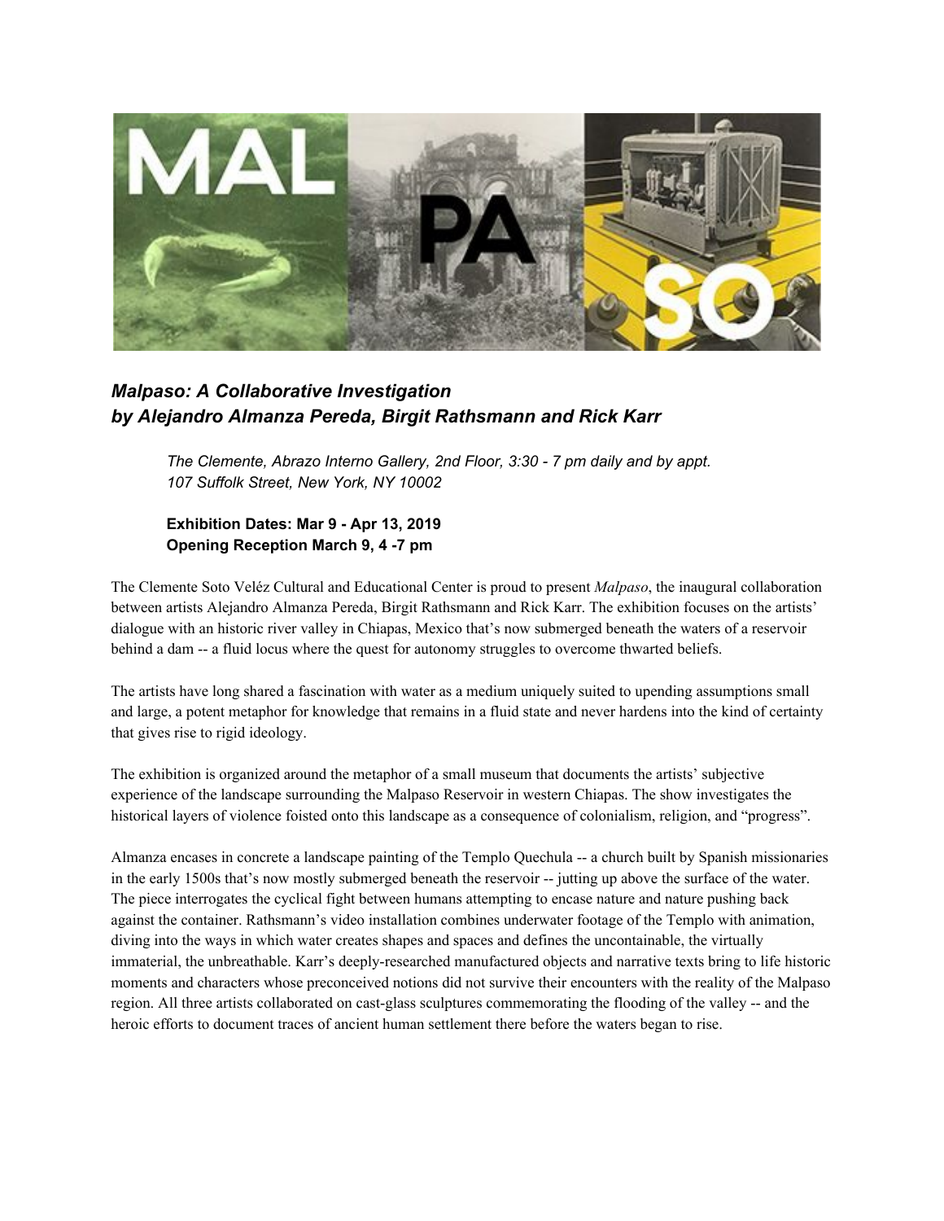# *Malpaso: A Collaborative Investigation by Alejandro Almanza Pereda, Birgit Rathsmann and Rick Karr*

*The Clemente, Abrazo Interno Gallery, 2nd Floor, 3:30 - 7 pm daily and by appt.*
*107 Suffolk Street, New York, NY 10002*

**Exhibition Dates: Mar 9 - Apr 13, 2019**
**Opening Reception March 9, 4 -7 pm**

The Clemente Soto Veléz Cultural and Educational Center is proud to present *Malpaso*, the inaugural collaboration between artists Alejandro Almanza Pereda, Birgit Rathsmann and Rick Karr. The exhibition focuses on the artists' dialogue with an historic river valley in Chiapas, Mexico that's now submerged beneath the waters of a reservoir behind a dam -- a fluid locus where the quest for autonomy struggles to overcome thwarted beliefs.

The artists have long shared a fascination with water as a medium uniquely suited to upending assumptions small and large, a potent metaphor for knowledge that remains in a fluid state and never hardens into the kind of certainty that gives rise to rigid ideology.

The exhibition is organized around the metaphor of a small museum that documents the artists' subjective experience of the landscape surrounding the Malpaso Reservoir in western Chiapas. The show investigates the historical layers of violence foisted onto this landscape as a consequence of colonialism, religion, and "progress".

Almanza encases in concrete a landscape painting of the Templo Quechula -- a church built by Spanish missionaries in the early 1500s that's now mostly submerged beneath the reservoir -- jutting up above the surface of the water. The piece interrogates the cyclical fight between humans attempting to encase nature and nature pushing back against the container. Rathsmann's video installation combines underwater footage of the Templo with animation, diving into the ways in which water creates shapes and spaces and defines the uncontainable, the virtually immaterial, the unbreathable. Karr's deeply-researched manufactured objects and narrative texts bring to life historic moments and characters whose preconceived notions did not survive their encounters with the reality of the Malpaso region. All three artists collaborated on cast-glass sculptures commemorating the flooding of the valley -- and the heroic efforts to document traces of ancient human settlement there before the waters began to rise.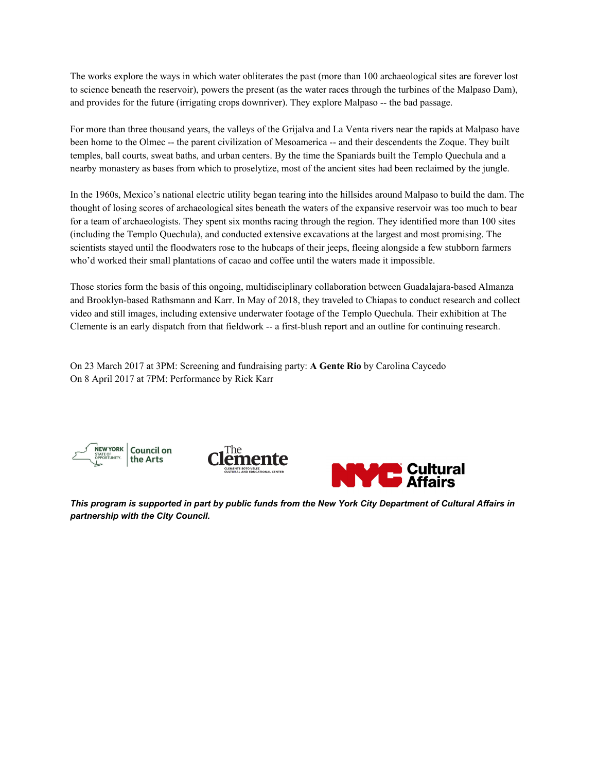The works explore the ways in which water obliterates the past (more than 100 archaeological sites are forever lost to science beneath the reservoir), powers the present (as the water races through the turbines of the Malpaso Dam), and provides for the future (irrigating crops downriver). They explore Malpaso -- the bad passage.

For more than three thousand years, the valleys of the Grijalva and La Venta rivers near the rapids at Malpaso have been home to the Olmec -- the parent civilization of Mesoamerica -- and their descendents the Zoque. They built temples, ball courts, sweat baths, and urban centers. By the time the Spaniards built the Templo Quechula and a nearby monastery as bases from which to proselytize, most of the ancient sites had been reclaimed by the jungle.

In the 1960s, Mexico's national electric utility began tearing into the hillsides around Malpaso to build the dam. The thought of losing scores of archaeological sites beneath the waters of the expansive reservoir was too much to bear for a team of archaeologists. They spent six months racing through the region. They identified more than 100 sites (including the Templo Quechula), and conducted extensive excavations at the largest and most promising. The scientists stayed until the floodwaters rose to the hubcaps of their jeeps, fleeing alongside a few stubborn farmers who'd worked their small plantations of cacao and coffee until the waters made it impossible.

Those stories form the basis of this ongoing, multidisciplinary collaboration between Guadalajara-based Almanza and Brooklyn-based Rathsmann and Karr. In May of 2018, they traveled to Chiapas to conduct research and collect video and still images, including extensive underwater footage of the Templo Quechula. Their exhibition at The Clemente is an early dispatch from that fieldwork -- a first-blush report and an outline for continuing research.

On 23 March 2017 at 3PM: Screening and fundraising party: **A Gente Rio** by Carolina Caycedo
On 8 April 2017 at 7PM: Performance by Rick Karr

NEW YORK STATE OF OPPORTUNITY. Council on the Arts

The Clemente
CLEMENTE SOTO VÉLEZ CULTURAL AND EDUCATIONAL CENTER

NYC Cultural Affairs

***This program is supported in part by public funds from the New York City Department of Cultural Affairs in partnership with the City Council.***